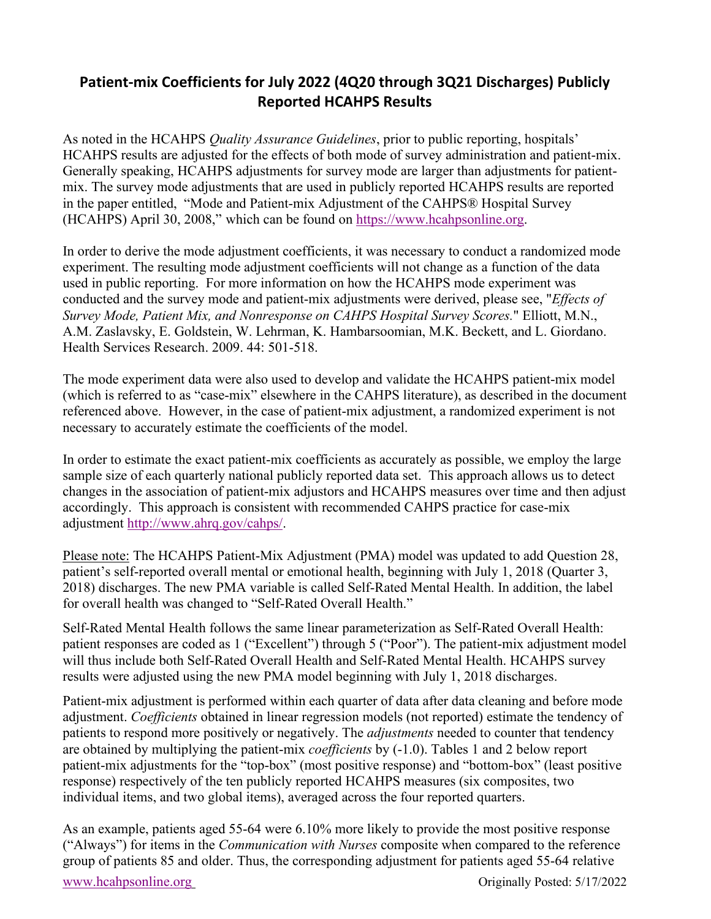## Patient-mix Coefficients for July 2022 (4Q20 through 3Q21 Discharges) Publicly Reported HCAHPS Results

As noted in the HCAHPS *Quality Assurance Guidelines*, prior to public reporting, hospitals' HCAHPS results are adjusted for the effects of both mode of survey administration and patient-mix. Generally speaking, HCAHPS adjustments for survey mode are larger than adjustments for patient-mix. The survey mode adjustments that are used in publicly reported HCAHPS results are reported in the paper entitled, "Mode and Patient-mix Adjustment of the CAHPS® Hospital Survey (HCAHPS) April 30, 2008," which can be found on [https://www.hcahpsonline.org](https://www.hcahpsonline.org).

In order to derive the mode adjustment coefficients, it was necessary to conduct a randomized mode experiment. The resulting mode adjustment coefficients will not change as a function of the data used in public reporting. For more information on how the HCAHPS mode experiment was conducted and the survey mode and patient-mix adjustments were derived, please see, "*Effects of Survey Mode, Patient Mix, and Nonresponse on CAHPS Hospital Survey Scores.*" Elliott, M.N., A.M. Zaslavsky, E. Goldstein, W. Lehrman, K. Hambarsoomian, M.K. Beckett, and L. Giordano. Health Services Research. 2009. 44: 501-518.

The mode experiment data were also used to develop and validate the HCAHPS patient-mix model (which is referred to as "case-mix" elsewhere in the CAHPS literature), as described in the document referenced above. However, in the case of patient-mix adjustment, a randomized experiment is not necessary to accurately estimate the coefficients of the model.

In order to estimate the exact patient-mix coefficients as accurately as possible, we employ the large sample size of each quarterly national publicly reported data set. This approach allows us to detect changes in the association of patient-mix adjustors and HCAHPS measures over time and then adjust accordingly. This approach is consistent with recommended CAHPS practice for case-mix adjustment [http://www.ahrq.gov/cahps/](http://www.ahrq.gov/cahps/).

Please note: The HCAHPS Patient-Mix Adjustment (PMA) model was updated to add Question 28, patient's self-reported overall mental or emotional health, beginning with July 1, 2018 (Quarter 3, 2018) discharges. The new PMA variable is called Self-Rated Mental Health. In addition, the label for overall health was changed to "Self-Rated Overall Health."

Self-Rated Mental Health follows the same linear parameterization as Self-Rated Overall Health: patient responses are coded as 1 ("Excellent") through 5 ("Poor"). The patient-mix adjustment model will thus include both Self-Rated Overall Health and Self-Rated Mental Health. HCAHPS survey results were adjusted using the new PMA model beginning with July 1, 2018 discharges.

Patient-mix adjustment is performed within each quarter of data after data cleaning and before mode adjustment. *Coefficients* obtained in linear regression models (not reported) estimate the tendency of patients to respond more positively or negatively. The *adjustments* needed to counter that tendency are obtained by multiplying the patient-mix *coefficients* by (-1.0). Tables 1 and 2 below report patient-mix adjustments for the "top-box" (most positive response) and "bottom-box" (least positive response) respectively of the ten publicly reported HCAHPS measures (six composites, two individual items, and two global items), averaged across the four reported quarters.

As an example, patients aged 55-64 were 6.10% more likely to provide the most positive response ("Always") for items in the *Communication with Nurses* composite when compared to the reference group of patients 85 and older. Thus, the corresponding adjustment for patients aged 55-64 relative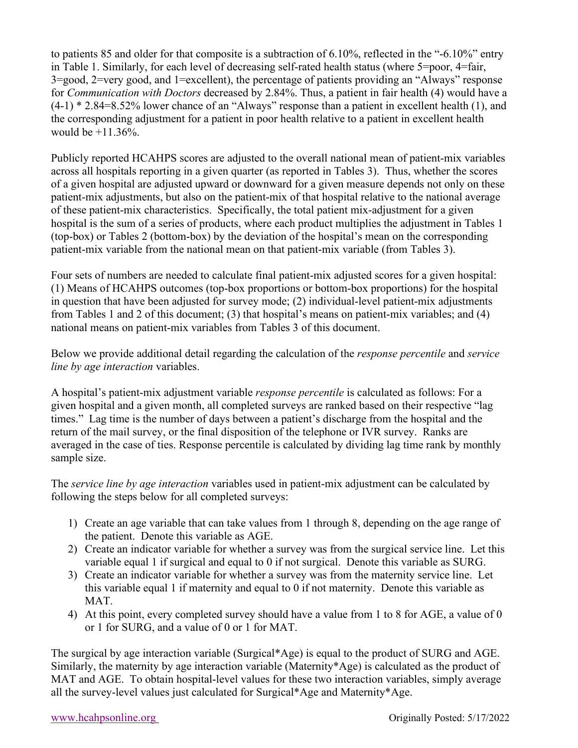to patients 85 and older for that composite is a subtraction of 6.10%, reflected in the "-6.10%" entry in Table 1. Similarly, for each level of decreasing self-rated health status (where 5=poor, 4=fair, 3=good, 2=very good, and 1=excellent), the percentage of patients providing an "Always" response for *Communication with Doctors* decreased by 2.84%. Thus, a patient in fair health (4) would have a (4-1) * 2.84=8.52% lower chance of an "Always" response than a patient in excellent health (1), and the corresponding adjustment for a patient in poor health relative to a patient in excellent health would be +11.36%.

Publicly reported HCAHPS scores are adjusted to the overall national mean of patient-mix variables across all hospitals reporting in a given quarter (as reported in Tables 3). Thus, whether the scores of a given hospital are adjusted upward or downward for a given measure depends not only on these patient-mix adjustments, but also on the patient-mix of that hospital relative to the national average of these patient-mix characteristics. Specifically, the total patient mix-adjustment for a given hospital is the sum of a series of products, where each product multiplies the adjustment in Tables 1 (top-box) or Tables 2 (bottom-box) by the deviation of the hospital's mean on the corresponding patient-mix variable from the national mean on that patient-mix variable (from Tables 3).

Four sets of numbers are needed to calculate final patient-mix adjusted scores for a given hospital: (1) Means of HCAHPS outcomes (top-box proportions or bottom-box proportions) for the hospital in question that have been adjusted for survey mode; (2) individual-level patient-mix adjustments from Tables 1 and 2 of this document; (3) that hospital's means on patient-mix variables; and (4) national means on patient-mix variables from Tables 3 of this document.

Below we provide additional detail regarding the calculation of the *response percentile* and *service line by age interaction* variables.

A hospital's patient-mix adjustment variable *response percentile* is calculated as follows: For a given hospital and a given month, all completed surveys are ranked based on their respective "lag times." Lag time is the number of days between a patient's discharge from the hospital and the return of the mail survey, or the final disposition of the telephone or IVR survey. Ranks are averaged in the case of ties. Response percentile is calculated by dividing lag time rank by monthly sample size.

The *service line by age interaction* variables used in patient-mix adjustment can be calculated by following the steps below for all completed surveys:

1) Create an age variable that can take values from 1 through 8, depending on the age range of the patient. Denote this variable as AGE.
2) Create an indicator variable for whether a survey was from the surgical service line. Let this variable equal 1 if surgical and equal to 0 if not surgical. Denote this variable as SURG.
3) Create an indicator variable for whether a survey was from the maternity service line. Let this variable equal 1 if maternity and equal to 0 if not maternity. Denote this variable as MAT.
4) At this point, every completed survey should have a value from 1 to 8 for AGE, a value of 0 or 1 for SURG, and a value of 0 or 1 for MAT.

The surgical by age interaction variable (Surgical*Age) is equal to the product of SURG and AGE. Similarly, the maternity by age interaction variable (Maternity*Age) is calculated as the product of MAT and AGE. To obtain hospital-level values for these two interaction variables, simply average all the survey-level values just calculated for Surgical*Age and Maternity*Age.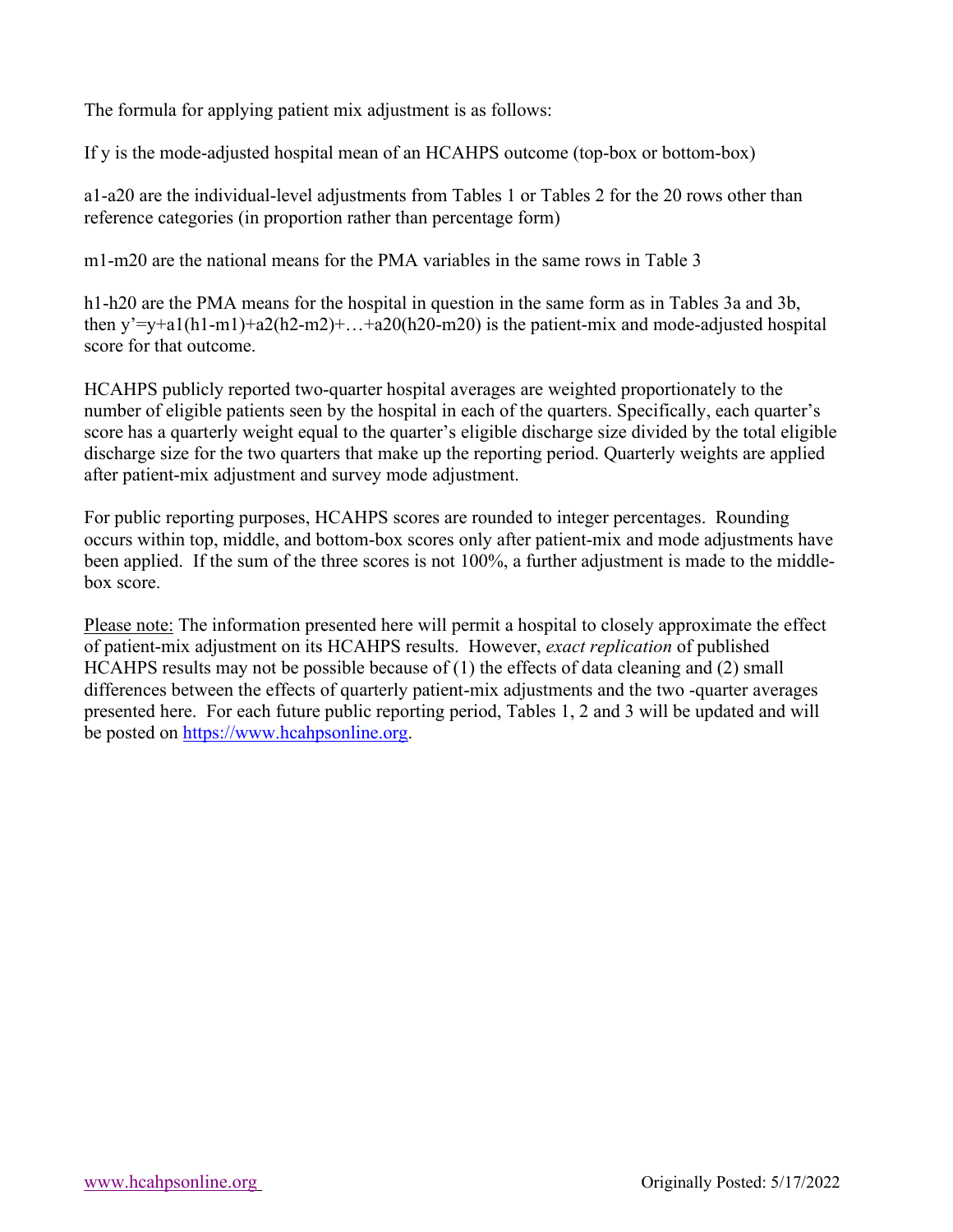The formula for applying patient mix adjustment is as follows:

If $y$ is the mode-adjusted hospital mean of an HCAHPS outcome (top-box or bottom-box)

$a1$-$a20$ are the individual-level adjustments from Tables 1 or Tables 2 for the 20 rows other than reference categories (in proportion rather than percentage form)

$m1$-$m20$ are the national means for the PMA variables in the same rows in Table 3

$h1$-$h20$ are the PMA means for the hospital in question in the same form as in Tables 3a and 3b, then $y' = y + a1(h1-m1) + a2(h2-m2) + \ldots + a20(h20-m20)$ is the patient-mix and mode-adjusted hospital score for that outcome.

HCAHPS publicly reported two-quarter hospital averages are weighted proportionately to the number of eligible patients seen by the hospital in each of the quarters. Specifically, each quarter's score has a quarterly weight equal to the quarter's eligible discharge size divided by the total eligible discharge size for the two quarters that make up the reporting period. Quarterly weights are applied after patient-mix adjustment and survey mode adjustment.

For public reporting purposes, HCAHPS scores are rounded to integer percentages. Rounding occurs within top, middle, and bottom-box scores only after patient-mix and mode adjustments have been applied. If the sum of the three scores is not 100%, a further adjustment is made to the middle-box score.

Please note: The information presented here will permit a hospital to closely approximate the effect of patient-mix adjustment on its HCAHPS results. However, *exact replication* of published HCAHPS results may not be possible because of (1) the effects of data cleaning and (2) small differences between the effects of quarterly patient-mix adjustments and the two -quarter averages presented here. For each future public reporting period, Tables 1, 2 and 3 will be updated and will be posted on https://www.hcahpsonline.org.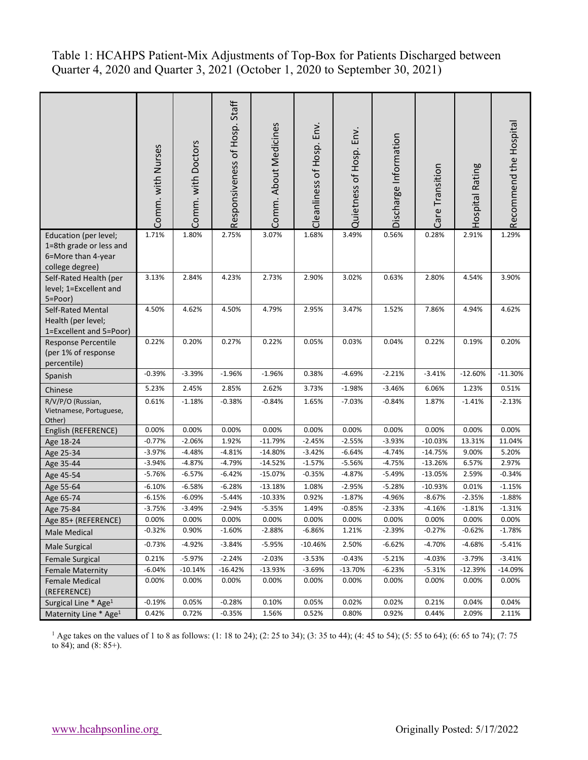Table 1: HCAHPS Patient-Mix Adjustments of Top-Box for Patients Discharged between Quarter 4, 2020 and Quarter 3, 2021 (October 1, 2020 to September 30, 2021)

| | Comm. with Nurses | Comm. with Doctors | Responsiveness of Hosp. Staff | Comm. About Medicines | Cleanliness of Hosp. Env. | Quietness of Hosp. Env. | Discharge Information | Care Transition | Hospital Rating | Recommend the Hospital |
|---|---|---|---|---|---|---|---|---|---|---|
| Education (per level; 1=8th grade or less and 6=More than 4-year college degree) | 1.71% | 1.80% | 2.75% | 3.07% | 1.68% | 3.49% | 0.56% | 0.28% | 2.91% | 1.29% |
| Self-Rated Health (per level; 1=Excellent and 5=Poor) | 3.13% | 2.84% | 4.23% | 2.73% | 2.90% | 3.02% | 0.63% | 2.80% | 4.54% | 3.90% |
| Self-Rated Mental Health (per level; 1=Excellent and 5=Poor) | 4.50% | 4.62% | 4.50% | 4.79% | 2.95% | 3.47% | 1.52% | 7.86% | 4.94% | 4.62% |
| Response Percentile (per 1% of response percentile) | 0.22% | 0.20% | 0.27% | 0.22% | 0.05% | 0.03% | 0.04% | 0.22% | 0.19% | 0.20% |
| Spanish | -0.39% | -3.39% | -1.96% | -1.96% | 0.38% | -4.69% | -2.21% | -3.41% | -12.60% | -11.30% |
| Chinese | 5.23% | 2.45% | 2.85% | 2.62% | 3.73% | -1.98% | -3.46% | 6.06% | 1.23% | 0.51% |
| R/V/P/O (Russian, Vietnamese, Portuguese, Other) | 0.61% | -1.18% | -0.38% | -0.84% | 1.65% | -7.03% | -0.84% | 1.87% | -1.41% | -2.13% |
| English (REFERENCE) | 0.00% | 0.00% | 0.00% | 0.00% | 0.00% | 0.00% | 0.00% | 0.00% | 0.00% | 0.00% |
| Age 18-24 | -0.77% | -2.06% | 1.92% | -11.79% | -2.45% | -2.55% | -3.93% | -10.03% | 13.31% | 11.04% |
| Age 25-34 | -3.97% | -4.48% | -4.81% | -14.80% | -3.42% | -6.64% | -4.74% | -14.75% | 9.00% | 5.20% |
| Age 35-44 | -3.94% | -4.87% | -4.79% | -14.52% | -1.57% | -5.56% | -4.75% | -13.26% | 6.57% | 2.97% |
| Age 45-54 | -5.76% | -6.57% | -6.42% | -15.07% | -0.35% | -4.87% | -5.49% | -13.05% | 2.59% | -0.34% |
| Age 55-64 | -6.10% | -6.58% | -6.28% | -13.18% | 1.08% | -2.95% | -5.28% | -10.93% | 0.01% | -1.15% |
| Age 65-74 | -6.15% | -6.09% | -5.44% | -10.33% | 0.92% | -1.87% | -4.96% | -8.67% | -2.35% | -1.88% |
| Age 75-84 | -3.75% | -3.49% | -2.94% | -5.35% | 1.49% | -0.85% | -2.33% | -4.16% | -1.81% | -1.31% |
| Age 85+ (REFERENCE) | 0.00% | 0.00% | 0.00% | 0.00% | 0.00% | 0.00% | 0.00% | 0.00% | 0.00% | 0.00% |
| Male Medical | -0.32% | 0.90% | -1.60% | -2.88% | -6.86% | 1.21% | -2.39% | -0.27% | -0.62% | -1.78% |
| Male Surgical | -0.73% | -4.92% | -3.84% | -5.95% | -10.46% | 2.50% | -6.62% | -4.70% | -4.68% | -5.41% |
| Female Surgical | 0.21% | -5.97% | -2.24% | -2.03% | -3.53% | -0.43% | -5.21% | -4.03% | -3.79% | -3.41% |
| Female Maternity | -6.04% | -10.14% | -16.42% | -13.93% | -3.69% | -13.70% | -6.23% | -5.31% | -12.39% | -14.09% |
| Female Medical (REFERENCE) | 0.00% | 0.00% | 0.00% | 0.00% | 0.00% | 0.00% | 0.00% | 0.00% | 0.00% | 0.00% |
| Surgical Line * Age[1] | -0.19% | 0.05% | -0.28% | 0.10% | 0.05% | 0.02% | 0.02% | 0.21% | 0.04% | 0.04% |
| Maternity Line * Age[1] | 0.42% | 0.72% | -0.35% | 1.56% | 0.52% | 0.80% | 0.92% | 0.44% | 2.09% | 2.11% |

[1] Age takes on the values of 1 to 8 as follows: (1: 18 to 24); (2: 25 to 34); (3: 35 to 44); (4: 45 to 54); (5: 55 to 64); (6: 65 to 74); (7: 75 to 84); and (8: 85+).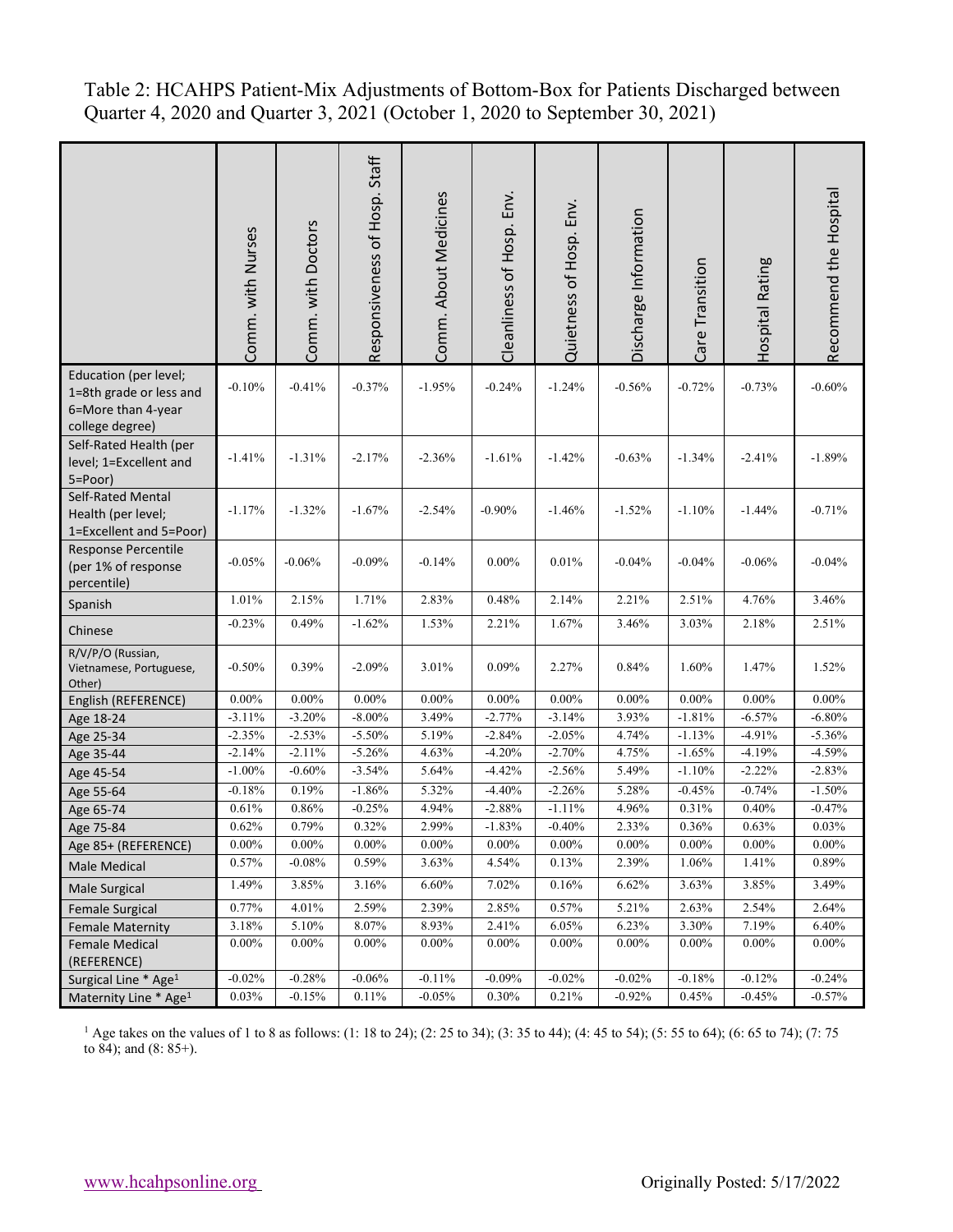# Table 2: HCAHPS Patient-Mix Adjustments of Bottom-Box for Patients Discharged between Quarter 4, 2020 and Quarter 3, 2021 (October 1, 2020 to September 30, 2021)

| | Comm. with Nurses | Comm. with Doctors | Responsiveness of Hosp. Staff | Comm. About Medicines | Cleanliness of Hosp. Env. | Quietness of Hosp. Env. | Discharge Information | Care Transition | Hospital Rating | Recommend the Hospital |
|---|---|---|---|---|---|---|---|---|---|---|
| Education (per level; 1=8th grade or less and 6=More than 4-year college degree) | -0.10% | -0.41% | -0.37% | -1.95% | -0.24% | -1.24% | -0.56% | -0.72% | -0.73% | -0.60% |
| Self-Rated Health (per level; 1=Excellent and 5=Poor) | -1.41% | -1.31% | -2.17% | -2.36% | -1.61% | -1.42% | -0.63% | -1.34% | -2.41% | -1.89% |
| Self-Rated Mental Health (per level; 1=Excellent and 5=Poor) | -1.17% | -1.32% | -1.67% | -2.54% | -0.90% | -1.46% | -1.52% | -1.10% | -1.44% | -0.71% |
| Response Percentile (per 1% of response percentile) | -0.05% | -0.06% | -0.09% | -0.14% | 0.00% | 0.01% | -0.04% | -0.04% | -0.06% | -0.04% |
| Spanish | 1.01% | 2.15% | 1.71% | 2.83% | 0.48% | 2.14% | 2.21% | 2.51% | 4.76% | 3.46% |
| Chinese | -0.23% | 0.49% | -1.62% | 1.53% | 2.21% | 1.67% | 3.46% | 3.03% | 2.18% | 2.51% |
| R/V/P/O (Russian, Vietnamese, Portuguese, Other) | -0.50% | 0.39% | -2.09% | 3.01% | 0.09% | 2.27% | 0.84% | 1.60% | 1.47% | 1.52% |
| English (REFERENCE) | 0.00% | 0.00% | 0.00% | 0.00% | 0.00% | 0.00% | 0.00% | 0.00% | 0.00% | 0.00% |
| Age 18-24 | -3.11% | -3.20% | -8.00% | 3.49% | -2.77% | -3.14% | 3.93% | -1.81% | -6.57% | -6.80% |
| Age 25-34 | -2.35% | -2.53% | -5.50% | 5.19% | -2.84% | -2.05% | 4.74% | -1.13% | -4.91% | -5.36% |
| Age 35-44 | -2.14% | -2.11% | -5.26% | 4.63% | -4.20% | -2.70% | 4.75% | -1.65% | -4.19% | -4.59% |
| Age 45-54 | -1.00% | -0.60% | -3.54% | 5.64% | -4.42% | -2.56% | 5.49% | -1.10% | -2.22% | -2.83% |
| Age 55-64 | -0.18% | 0.19% | -1.86% | 5.32% | -4.40% | -2.26% | 5.28% | -0.45% | -0.74% | -1.50% |
| Age 65-74 | 0.61% | 0.86% | -0.25% | 4.94% | -2.88% | -1.11% | 4.96% | 0.31% | 0.40% | -0.47% |
| Age 75-84 | 0.62% | 0.79% | 0.32% | 2.99% | -1.83% | -0.40% | 2.33% | 0.36% | 0.63% | 0.03% |
| Age 85+ (REFERENCE) | 0.00% | 0.00% | 0.00% | 0.00% | 0.00% | 0.00% | 0.00% | 0.00% | 0.00% | 0.00% |
| Male Medical | 0.57% | -0.08% | 0.59% | 3.63% | 4.54% | 0.13% | 2.39% | 1.06% | 1.41% | 0.89% |
| Male Surgical | 1.49% | 3.85% | 3.16% | 6.60% | 7.02% | 0.16% | 6.62% | 3.63% | 3.85% | 3.49% |
| Female Surgical | 0.77% | 4.01% | 2.59% | 2.39% | 2.85% | 0.57% | 5.21% | 2.63% | 2.54% | 2.64% |
| Female Maternity | 3.18% | 5.10% | 8.07% | 8.93% | 2.41% | 6.05% | 6.23% | 3.30% | 7.19% | 6.40% |
| Female Medical (REFERENCE) | 0.00% | 0.00% | 0.00% | 0.00% | 0.00% | 0.00% | 0.00% | 0.00% | 0.00% | 0.00% |
| Surgical Line * Age[1] | -0.02% | -0.28% | -0.06% | -0.11% | -0.09% | -0.02% | -0.02% | -0.18% | -0.12% | -0.24% |
| Maternity Line * Age[1] | 0.03% | -0.15% | 0.11% | -0.05% | 0.30% | 0.21% | -0.92% | 0.45% | -0.45% | -0.57% |

[1] Age takes on the values of 1 to 8 as follows: (1: 18 to 24); (2: 25 to 34); (3: 35 to 44); (4: 45 to 54); (5: 55 to 64); (6: 65 to 74); (7: 75 to 84); and (8: 85+).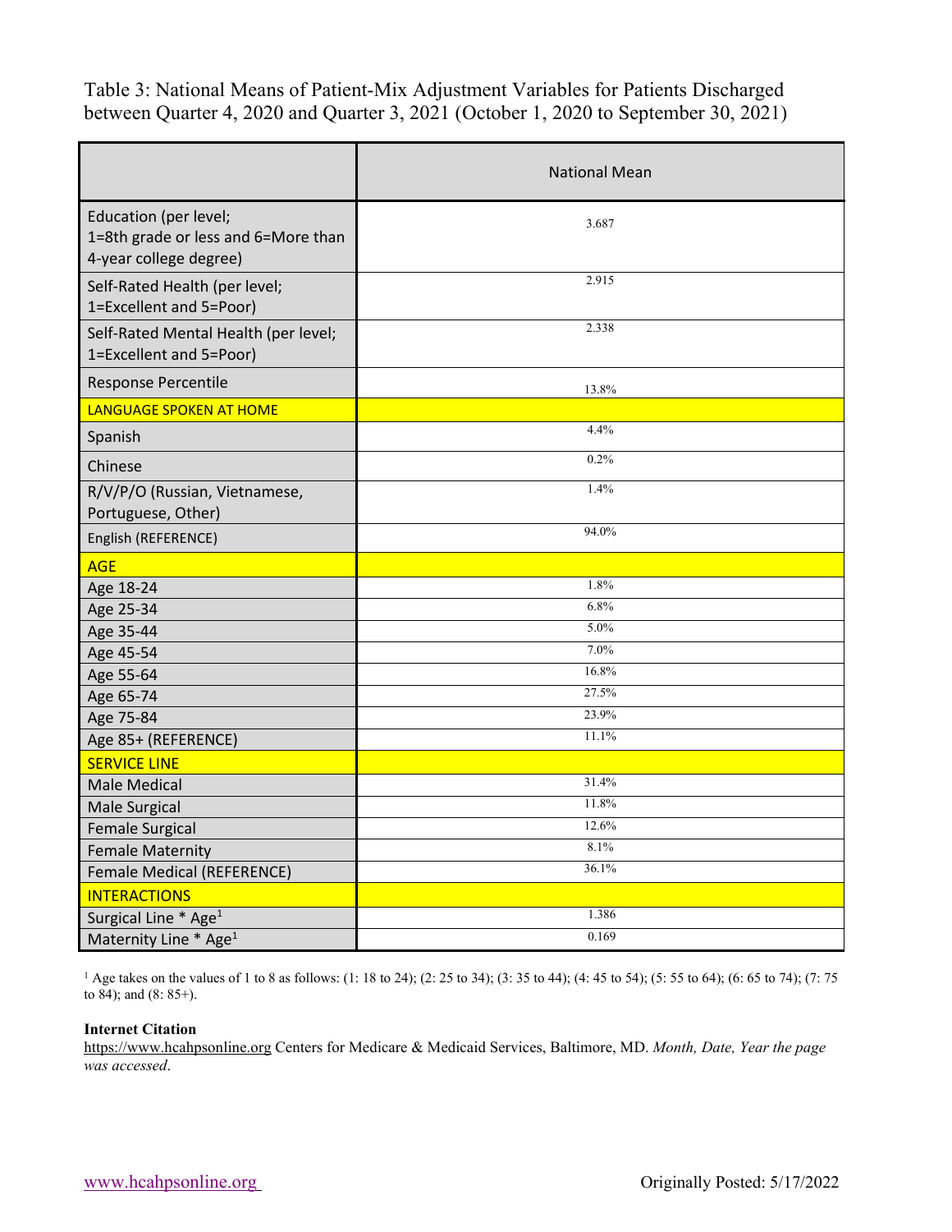Table 3: National Means of Patient-Mix Adjustment Variables for Patients Discharged between Quarter 4, 2020 and Quarter 3, 2021 (October 1, 2020 to September 30, 2021)

| | National Mean |
|---|---|
| Education (per level; 1=8th grade or less and 6=More than 4-year college degree) | 3.687 |
| Self-Rated Health (per level; 1=Excellent and 5=Poor) | 2.915 |
| Self-Rated Mental Health (per level; 1=Excellent and 5=Poor) | 2.338 |
| Response Percentile | 13.8% |
| LANGUAGE SPOKEN AT HOME | |
| Spanish | 4.4% |
| Chinese | 0.2% |
| R/V/P/O (Russian, Vietnamese, Portuguese, Other) | 1.4% |
| English (REFERENCE) | 94.0% |
| AGE | |
| Age 18-24 | 1.8% |
| Age 25-34 | 6.8% |
| Age 35-44 | 5.0% |
| Age 45-54 | 7.0% |
| Age 55-64 | 16.8% |
| Age 65-74 | 27.5% |
| Age 75-84 | 23.9% |
| Age 85+ (REFERENCE) | 11.1% |
| SERVICE LINE | |
| Male Medical | 31.4% |
| Male Surgical | 11.8% |
| Female Surgical | 12.6% |
| Female Maternity | 8.1% |
| Female Medical (REFERENCE) | 36.1% |
| INTERACTIONS | |
| Surgical Line * Age[1] | 1.386 |
| Maternity Line * Age[1] | 0.169 |

[1] Age takes on the values of 1 to 8 as follows: (1: 18 to 24); (2: 25 to 34); (3: 35 to 44); (4: 45 to 54); (5: 55 to 64); (6: 65 to 74); (7: 75 to 84); and (8: 85+).

**Internet Citation**

https://www.hcahpsonline.org Centers for Medicare & Medicaid Services, Baltimore, MD. *Month, Date, Year the page was accessed*.

www.hcahpsonline.org Originally Posted: 5/17/2022